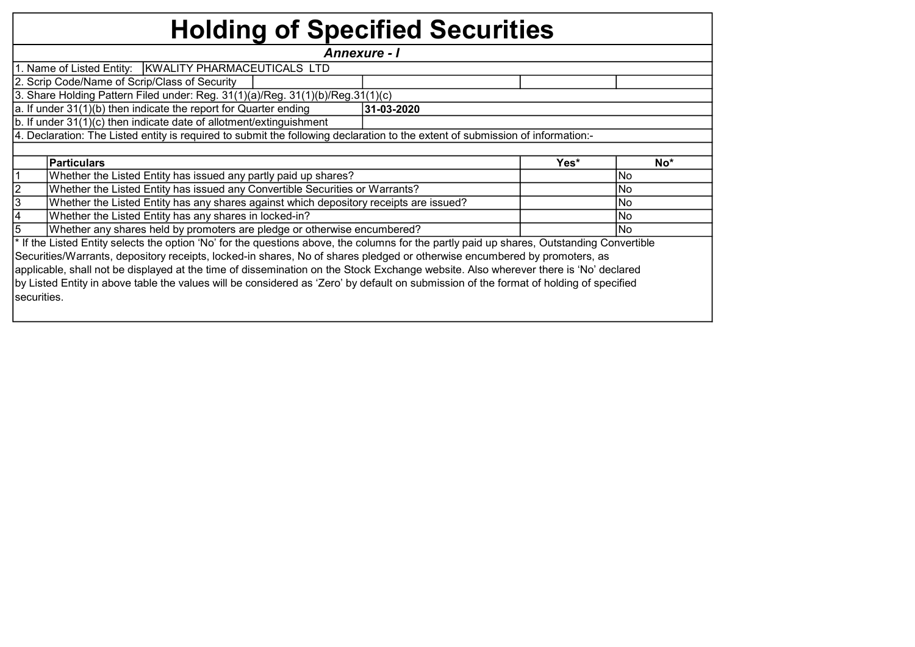# Holding of Specified Securities

***Annexure - I***

| | | | | |
|---|---|---|---|---|
| 1. Name of Listed Entity: | KWALITY PHARMACEUTICALS LTD | | | |
| 2. Scrip Code/Name of Scrip/Class of Security | | | | |
| 3. Share Holding Pattern Filed under: Reg. 31(1)(a)/Reg. 31(1)(b)/Reg.31(1)(c) | | | | |
| a. If under 31(1)(b) then indicate the report for Quarter ending | | **31-03-2020** | | |
| b. If under 31(1)(c) then indicate date of allotment/extinguishment | | | | |

4. Declaration: The Listed entity is required to submit the following declaration to the extent of submission of information:-

| | **Particulars** | **Yes*** | **No*** |
|---|---|---|---|
| 1 | Whether the Listed Entity has issued any partly paid up shares? | | No |
| 2 | Whether the Listed Entity has issued any Convertible Securities or Warrants? | | No |
| 3 | Whether the Listed Entity has any shares against which depository receipts are issued? | | No |
| 4 | Whether the Listed Entity has any shares in locked-in? | | No |
| 5 | Whether any shares held by promoters are pledge or otherwise encumbered? | | No |

* If the Listed Entity selects the option 'No' for the questions above, the columns for the partly paid up shares, Outstanding Convertible Securities/Warrants, depository receipts, locked-in shares, No of shares pledged or otherwise encumbered by promoters, as applicable, shall not be displayed at the time of dissemination on the Stock Exchange website. Also wherever there is 'No' declared by Listed Entity in above table the values will be considered as 'Zero' by default on submission of the format of holding of specified securities.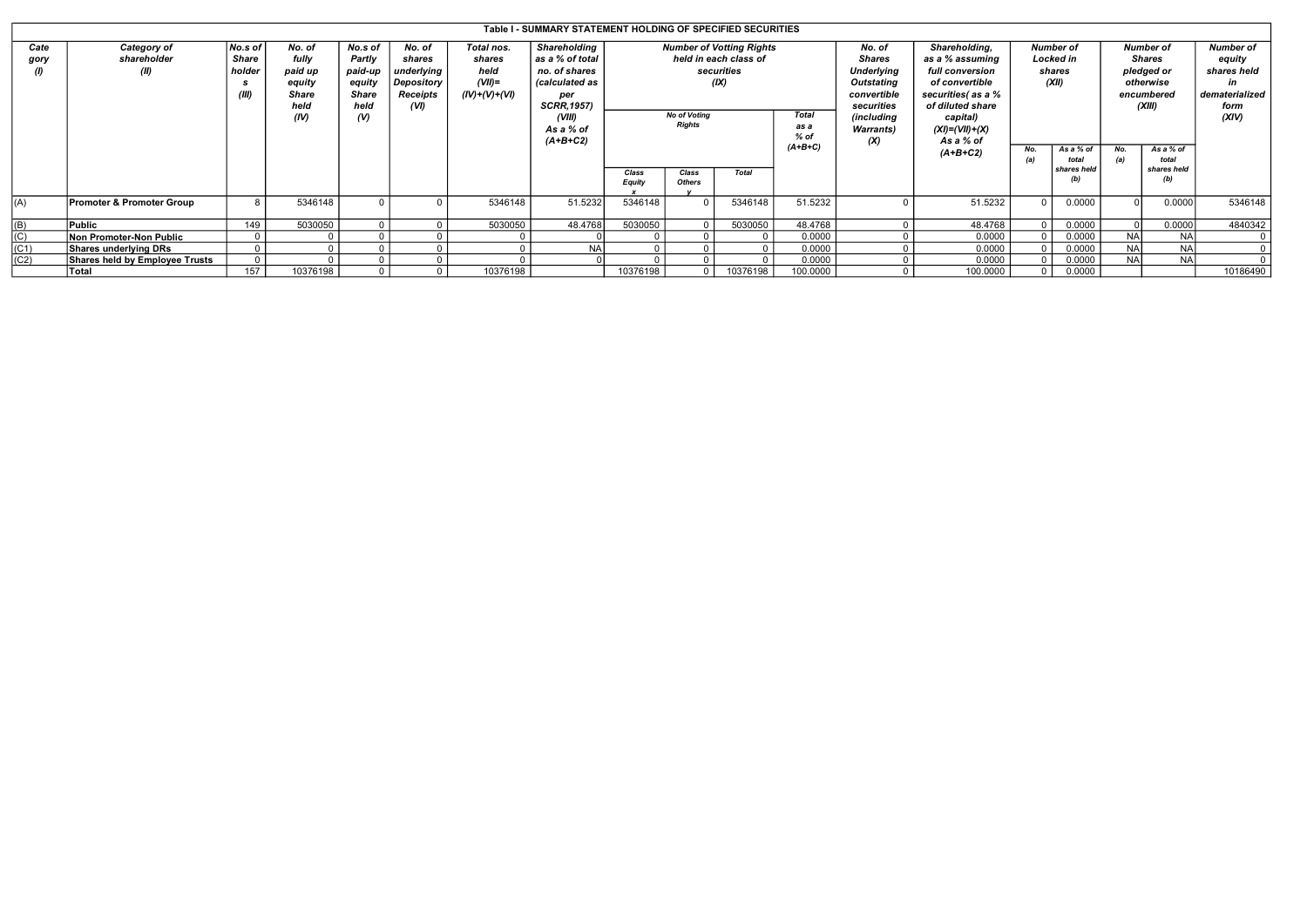# Table I - SUMMARY STATEMENT HOLDING OF SPECIFIED SECURITIES

| Category (I) | Category of shareholder (II) | No.s of Share holders (III) | No. of fully paid up equity Share held (IV) | No.s of Partly paid-up equity Share held (V) | No. of shares underlying Depository Receipts (VI) | Total nos. shares held (VII)= (IV)+(V)+(VI) | Shareholding as a % of total no. of shares (calculated as per SCRR,1957) (VIII) As a % of (A+B+C2) | Number of Votting Rights held in each class of securities (IX) | | | | No. of Shares Underlying Outstating convertible securities (including Warrants) (X) | Shareholding, as a % assuming full conversion of convertible securities( as a % of diluted share capital) (XI)=(VII)+(X) As a % of (A+B+C2) | Number of Locked in shares (XII) | | Number of Shares pledged or otherwise encumbered (XIII) | | Number of equity shares held in dematerialized form (XIV) |
|---|---|---|---|---|---|---|---|---|---|---|---|---|---|---|---|---|---|---|
| | | | | | | | | No of Voting Rights | | | Total as a % of (A+B+C) | | | No. (a) | As a % of total shares held (b) | No. (a) | As a % of total shares held (b) | |
| | | | | | | | | Class Equity x | Class Others y | Total | | | | | | | | |
| (A) | **Promoter & Promoter Group** | 8 | 5346148 | 0 | 0 | 5346148 | 51.5232 | 5346148 | 0 | 5346148 | 51.5232 | 0 | 51.5232 | 0 | 0.0000 | 0 | 0.0000 | 5346148 |
| (B) | **Public** | 149 | 5030050 | 0 | 0 | 5030050 | 48.4768 | 5030050 | 0 | 5030050 | 48.4768 | 0 | 48.4768 | 0 | 0.0000 | 0 | 0.0000 | 4840342 |
| (C) | **Non Promoter-Non Public** | 0 | 0 | 0 | 0 | 0 | 0 | 0 | 0 | 0 | 0.0000 | 0 | 0.0000 | 0 | 0.0000 | NA | NA | 0 |
| (C1) | **Shares underlying DRs** | 0 | 0 | 0 | 0 | 0 | NA | 0 | 0 | 0 | 0.0000 | 0 | 0.0000 | 0 | 0.0000 | NA | NA | 0 |
| (C2) | **Shares held by Employee Trusts** | 0 | 0 | 0 | 0 | 0 | 0 | 0 | 0 | 0 | 0.0000 | 0 | 0.0000 | 0 | 0.0000 | NA | NA | 0 |
| | **Total** | 157 | 10376198 | 0 | 0 | 10376198 | | 10376198 | 0 | 10376198 | 100.0000 | 0 | 100.0000 | 0 | 0.0000 | | | 10186490 |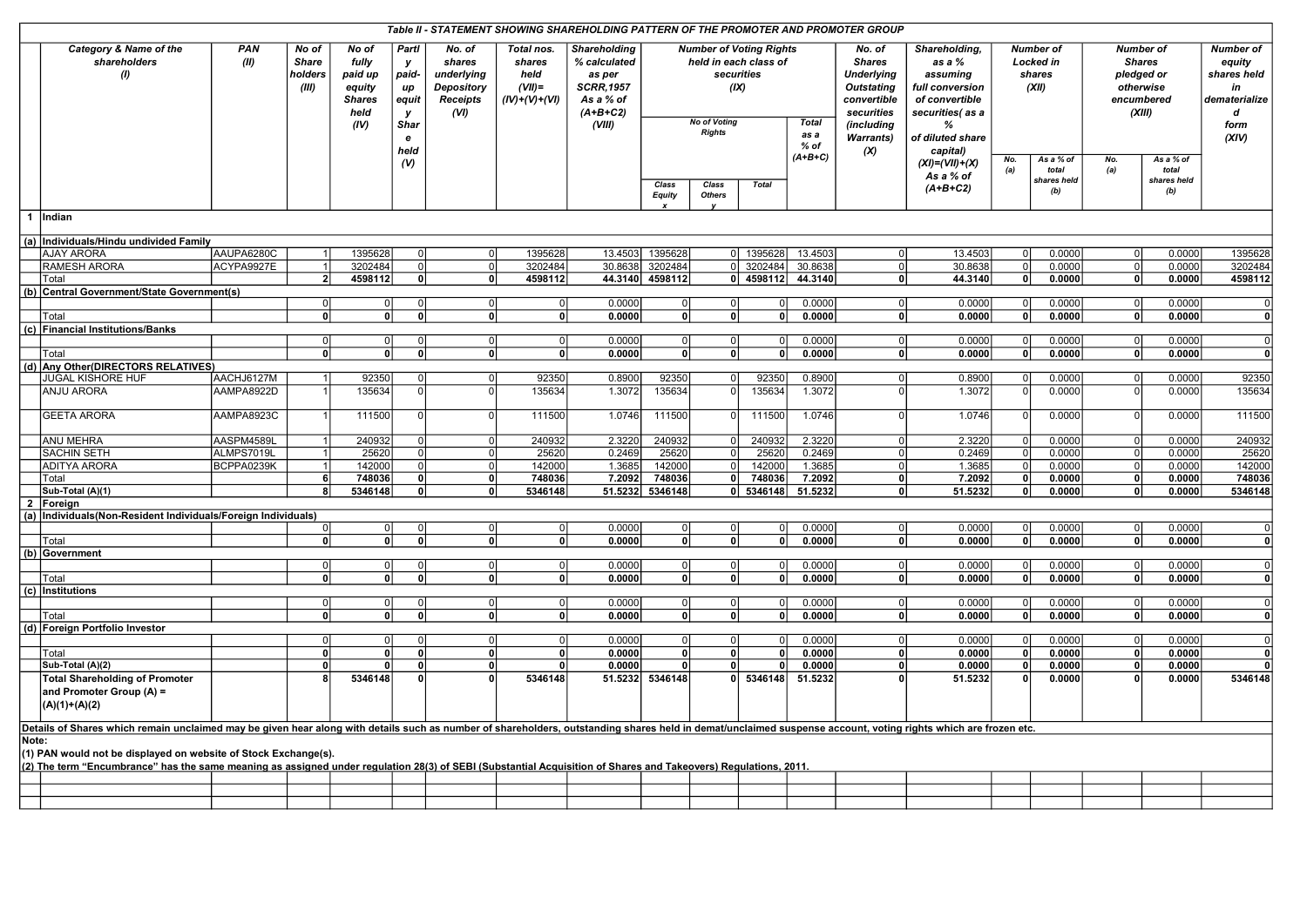# Table II - STATEMENT SHOWING SHAREHOLDING PATTERN OF THE PROMOTER AND PROMOTER GROUP

| | Category & Name of the shareholders (I) | PAN (II) | No of Share holders (III) | No of fully paid up equity Shares held (IV) | Partly paid-up equity Share held (V) | No. of shares underlying Depository Receipts (VI) | Total nos. shares held (VII)= (IV)+(V)+(VI) | Shareholding % calculated as per SCRR,1957 As a % of (A+B+C2) (VIII) | Number of Voting Rights held in each class of securities (IX) | | | | No. of Shares Underlying Outstating convertible securities (including Warrants) (X) | Shareholding, as a % assuming full conversion of convertible securities( as a % of diluted share capital) (XI)=(VII)+(X) As a % of (A+B+C2) | Number of Locked in shares (XII) | | Number of Shares pledged or otherwise encumbered (XIII) | | Number of equity shares held in dematerialized form (XIV) |
|---|---|---|---|---|---|---|---|---|---|---|---|---|---|---|---|---|---|---|---|
| | | | | | | | | | No of Voting Rights | | | Total as a % of (A+B+C) | | | No. (a) | As a % of total shares held (b) | No. (a) | As a % of total shares held (b) | |
| | | | | | | | | | Class Equity x | Class Others y | Total | | | | | | | | |
| 1 | Indian | | | | | | | | | | | | | | | | | | |
| (a) | Individuals/Hindu undivided Family | | | | | | | | | | | | | | | | | | |
| | AJAY ARORA | AAUPA6280C | 1 | 1395628 | 0 | 0 | 1395628 | 13.4503 | 1395628 | 0 | 1395628 | 13.4503 | 0 | 13.4503 | 0 | 0.0000 | 0 | 0.0000 | 1395628 |
| | RAMESH ARORA | ACYPA9927E | 1 | 3202484 | 0 | 0 | 3202484 | 30.8638 | 3202484 | 0 | 3202484 | 30.8638 | 0 | 30.8638 | 0 | 0.0000 | 0 | 0.0000 | 3202484 |
| | **Total** | | **2** | **4598112** | **0** | **0** | **4598112** | **44.3140** | **4598112** | **0** | **4598112** | **44.3140** | **0** | **44.3140** | **0** | **0.0000** | **0** | **0.0000** | **4598112** |
| (b) | Central Government/State Government(s) | | | | | | | | | | | | | | | | | | |
| | | | 0 | 0 | 0 | 0 | 0 | 0.0000 | 0 | 0 | 0 | 0.0000 | 0 | 0.0000 | 0 | 0.0000 | 0 | 0.0000 | 0 |
| | **Total** | | **0** | **0** | **0** | **0** | **0** | **0.0000** | **0** | **0** | **0** | **0.0000** | **0** | **0.0000** | **0** | **0.0000** | **0** | **0.0000** | **0** |
| (c) | Financial Institutions/Banks | | | | | | | | | | | | | | | | | | |
| | | | 0 | 0 | 0 | 0 | 0 | 0.0000 | 0 | 0 | 0 | 0.0000 | 0 | 0.0000 | 0 | 0.0000 | 0 | 0.0000 | 0 |
| | **Total** | | **0** | **0** | **0** | **0** | **0** | **0.0000** | **0** | **0** | **0** | **0.0000** | **0** | **0.0000** | **0** | **0.0000** | **0** | **0.0000** | **0** |
| (d) | Any Other(DIRECTORS RELATIVES) | | | | | | | | | | | | | | | | | | |
| | JUGAL KISHORE HUF | AACHJ6127M | 1 | 92350 | 0 | 0 | 92350 | 0.8900 | 92350 | 0 | 92350 | 0.8900 | 0 | 0.8900 | 0 | 0.0000 | 0 | 0.0000 | 92350 |
| | ANJU ARORA | AAMPA8922D | 1 | 135634 | 0 | 0 | 135634 | 1.3072 | 135634 | 0 | 135634 | 1.3072 | 0 | 1.3072 | 0 | 0.0000 | 0 | 0.0000 | 135634 |
| | GEETA ARORA | AAMPA8923C | 1 | 111500 | 0 | 0 | 111500 | 1.0746 | 111500 | 0 | 111500 | 1.0746 | 0 | 1.0746 | 0 | 0.0000 | 0 | 0.0000 | 111500 |
| | ANU MEHRA | AASPM4589L | 1 | 240932 | 0 | 0 | 240932 | 2.3220 | 240932 | 0 | 240932 | 2.3220 | 0 | 2.3220 | 0 | 0.0000 | 0 | 0.0000 | 240932 |
| | SACHIN SETH | ALMPS7019L | 1 | 25620 | 0 | 0 | 25620 | 0.2469 | 25620 | 0 | 25620 | 0.2469 | 0 | 0.2469 | 0 | 0.0000 | 0 | 0.0000 | 25620 |
| | ADITYA ARORA | BCPPA0239K | 1 | 142000 | 0 | 0 | 142000 | 1.3685 | 142000 | 0 | 142000 | 1.3685 | 0 | 1.3685 | 0 | 0.0000 | 0 | 0.0000 | 142000 |
| | **Total** | | **6** | **748036** | **0** | **0** | **748036** | **7.2092** | **748036** | **0** | **748036** | **7.2092** | **0** | **7.2092** | **0** | **0.0000** | **0** | **0.0000** | **748036** |
| | **Sub-Total (A)(1)** | | **8** | **5346148** | **0** | **0** | **5346148** | **51.5232** | **5346148** | **0** | **5346148** | **51.5232** | **0** | **51.5232** | **0** | **0.0000** | **0** | **0.0000** | **5346148** |
| 2 | Foreign | | | | | | | | | | | | | | | | | | |
| (a) | Individuals(Non-Resident Individuals/Foreign Individuals) | | | | | | | | | | | | | | | | | | |
| | | | 0 | 0 | 0 | 0 | 0 | 0.0000 | 0 | 0 | 0 | 0.0000 | 0 | 0.0000 | 0 | 0.0000 | 0 | 0.0000 | 0 |
| | **Total** | | **0** | **0** | **0** | **0** | **0** | **0.0000** | **0** | **0** | **0** | **0.0000** | **0** | **0.0000** | **0** | **0.0000** | **0** | **0.0000** | **0** |
| (b) | Government | | | | | | | | | | | | | | | | | | |
| | | | 0 | 0 | 0 | 0 | 0 | 0.0000 | 0 | 0 | 0 | 0.0000 | 0 | 0.0000 | 0 | 0.0000 | 0 | 0.0000 | 0 |
| | **Total** | | **0** | **0** | **0** | **0** | **0** | **0.0000** | **0** | **0** | **0** | **0.0000** | **0** | **0.0000** | **0** | **0.0000** | **0** | **0.0000** | **0** |
| (c) | Institutions | | | | | | | | | | | | | | | | | | |
| | | | 0 | 0 | 0 | 0 | 0 | 0.0000 | 0 | 0 | 0 | 0.0000 | 0 | 0.0000 | 0 | 0.0000 | 0 | 0.0000 | 0 |
| | **Total** | | **0** | **0** | **0** | **0** | **0** | **0.0000** | **0** | **0** | **0** | **0.0000** | **0** | **0.0000** | **0** | **0.0000** | **0** | **0.0000** | **0** |
| (d) | Foreign Portfolio Investor | | | | | | | | | | | | | | | | | | |
| | | | 0 | 0 | 0 | 0 | 0 | 0.0000 | 0 | 0 | 0 | 0.0000 | 0 | 0.0000 | 0 | 0.0000 | 0 | 0.0000 | 0 |
| | **Total** | | **0** | **0** | **0** | **0** | **0** | **0.0000** | **0** | **0** | **0** | **0.0000** | **0** | **0.0000** | **0** | **0.0000** | **0** | **0.0000** | **0** |
| | **Sub-Total (A)(2)** | | **0** | **0** | **0** | **0** | **0** | **0.0000** | **0** | **0** | **0** | **0.0000** | **0** | **0.0000** | **0** | **0.0000** | **0** | **0.0000** | **0** |
| | **Total Shareholding of Promoter and Promoter Group (A) = (A)(1)+(A)(2)** | | **8** | **5346148** | **0** | **0** | **5346148** | **51.5232** | **5346148** | **0** | **5346148** | **51.5232** | **0** | **51.5232** | **0** | **0.0000** | **0** | **0.0000** | **5346148** |

**Details of Shares which remain unclaimed may be given hear along with details such as number of shareholders, outstanding shares held in demat/unclaimed suspense account, voting rights which are frozen etc.**

**Note:**

**(1) PAN would not be displayed on website of Stock Exchange(s).**

**(2) The term "Encumbrance" has the same meaning as assigned under regulation 28(3) of SEBI (Substantial Acquisition of Shares and Takeovers) Regulations, 2011.**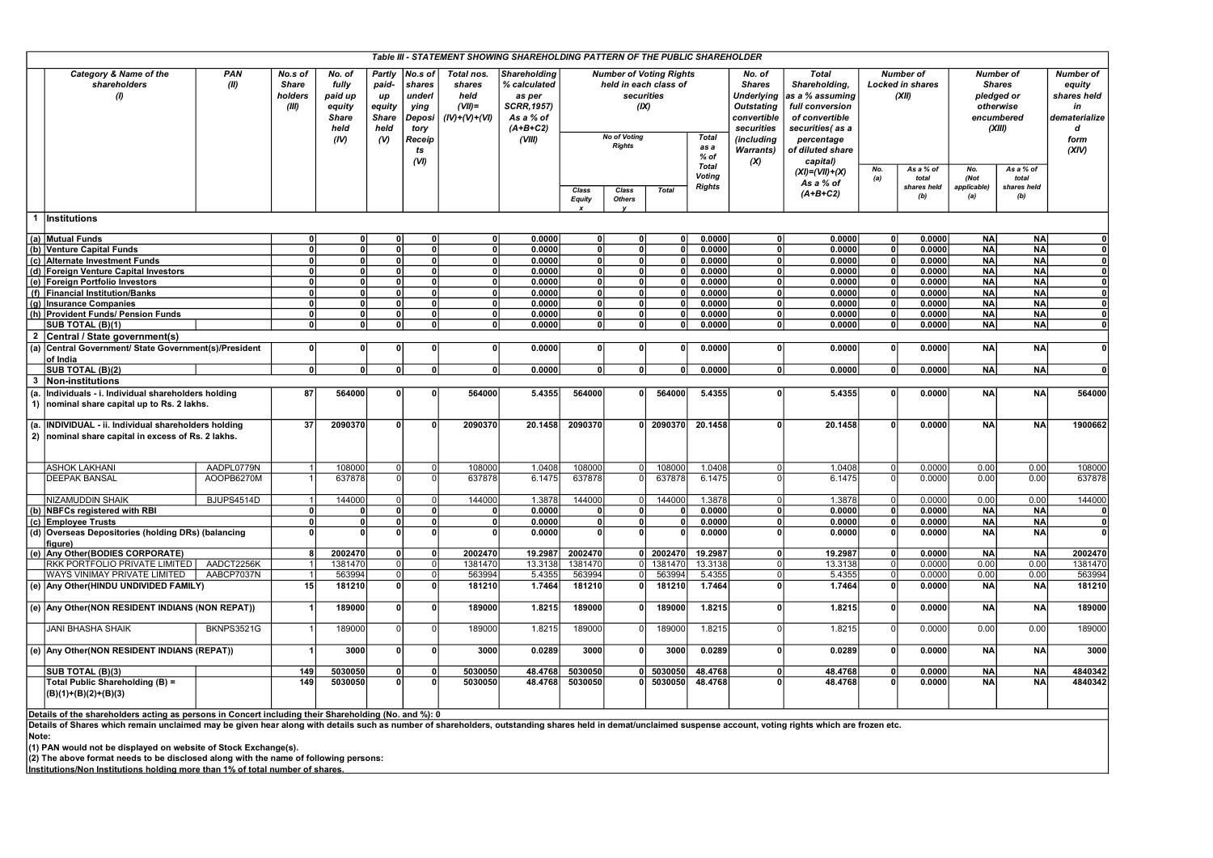## Table III - STATEMENT SHOWING SHAREHOLDING PATTERN OF THE PUBLIC SHAREHOLDER

| | Category & Name of the shareholders (I) | PAN (II) | No.s of Share holders (III) | No. of fully paid up equity Share held (IV) | Partly paid-up equity Share held (V) | No.s of shares underlying Depository Receipts (VI) | Total nos. shares held (VII)= (IV)+(V)+(VI) | Shareholding % calculated as per SCRR,1957) As a % of (A+B+C2) (VIII) | Number of Voting Rights held in each class of securities (IX) | | | | No. of Shares Underlying Outstating convertible securities (including Warrants) (X) | Total Shareholding, as a % assuming full conversion of convertible securities( as a percentage of diluted share capital) (XI)=(VII)+(X) As a % of (A+B+C2) | Number of Locked in shares (XII) | | Number of Shares pledged or otherwise encumbered (XIII) | | Number of equity shares held in dematerialized form (XIV) |
|---|---|---|---|---|---|---|---|---|---|---|---|---|---|---|---|---|---|---|---|
| | | | | | | | | | No of Voting Rights | | | Total as a % of Total Voting Rights | | | No. (a) | As a % of total shares held (b) | No. (Not applicable) (a) | As a % of total shares held (b) | |
| | | | | | | | | | Class Equity x | Class Others y | Total | | | | | | | | |
| 1 | Institutions | | | | | | | | | | | | | | | | | | |
| (a) | Mutual Funds | | 0 | 0 | 0 | 0 | 0 | 0.0000 | 0 | 0 | 0 | 0.0000 | 0 | 0.0000 | 0 | 0.0000 | NA | NA | 0 |
| (b) | Venture Capital Funds | | 0 | 0 | 0 | 0 | 0 | 0.0000 | 0 | 0 | 0 | 0.0000 | 0 | 0.0000 | 0 | 0.0000 | NA | NA | 0 |
| (c) | Alternate Investment Funds | | 0 | 0 | 0 | 0 | 0 | 0.0000 | 0 | 0 | 0 | 0.0000 | 0 | 0.0000 | 0 | 0.0000 | NA | NA | 0 |
| (d) | Foreign Venture Capital Investors | | 0 | 0 | 0 | 0 | 0 | 0.0000 | 0 | 0 | 0 | 0.0000 | 0 | 0.0000 | 0 | 0.0000 | NA | NA | 0 |
| (e) | Foreign Portfolio Investors | | 0 | 0 | 0 | 0 | 0 | 0.0000 | 0 | 0 | 0 | 0.0000 | 0 | 0.0000 | 0 | 0.0000 | NA | NA | 0 |
| (f) | Financial Institution/Banks | | 0 | 0 | 0 | 0 | 0 | 0.0000 | 0 | 0 | 0 | 0.0000 | 0 | 0.0000 | 0 | 0.0000 | NA | NA | 0 |
| (g) | Insurance Companies | | 0 | 0 | 0 | 0 | 0 | 0.0000 | 0 | 0 | 0 | 0.0000 | 0 | 0.0000 | 0 | 0.0000 | NA | NA | 0 |
| (h) | Provident Funds/ Pension Funds | | 0 | 0 | 0 | 0 | 0 | 0.0000 | 0 | 0 | 0 | 0.0000 | 0 | 0.0000 | 0 | 0.0000 | NA | NA | 0 |
| | SUB TOTAL (B)(1) | | 0 | 0 | 0 | 0 | 0 | 0.0000 | 0 | 0 | 0 | 0.0000 | 0 | 0.0000 | 0 | 0.0000 | NA | NA | 0 |
| 2 | Central / State government(s) | | | | | | | | | | | | | | | | | | |
| (a) | Central Government/ State Government(s)/President of India | | 0 | 0 | 0 | 0 | 0 | 0.0000 | 0 | 0 | 0 | 0.0000 | 0 | 0.0000 | 0 | 0.0000 | NA | NA | 0 |
| | SUB TOTAL (B)(2) | | 0 | 0 | 0 | 0 | 0 | 0.0000 | 0 | 0 | 0 | 0.0000 | 0 | 0.0000 | 0 | 0.0000 | NA | NA | 0 |
| 3 | Non-institutions | | | | | | | | | | | | | | | | | | |
| (a.1) | Individuals - i. Individual shareholders holding nominal share capital up to Rs. 2 lakhs. | | 87 | 564000 | 0 | 0 | 564000 | 5.4355 | 564000 | 0 | 564000 | 5.4355 | 0 | 5.4355 | 0 | 0.0000 | NA | NA | 564000 |
| (a.2) | INDIVIDUAL - ii. Individual shareholders holding nominal share capital in excess of Rs. 2 lakhs. | | 37 | 2090370 | 0 | 0 | 2090370 | 20.1458 | 2090370 | 0 | 2090370 | 20.1458 | 0 | 20.1458 | 0 | 0.0000 | NA | NA | 1900662 |
| | ASHOK LAKHANI | AADPL0779N | 1 | 108000 | 0 | 0 | 108000 | 1.0408 | 108000 | 0 | 108000 | 1.0408 | 0 | 1.0408 | 0 | 0.0000 | 0.00 | 0.00 | 108000 |
| | DEEPAK BANSAL | AOOPB6270M | 1 | 637878 | 0 | 0 | 637878 | 6.1475 | 637878 | 0 | 637878 | 6.1475 | 0 | 6.1475 | 0 | 0.0000 | 0.00 | 0.00 | 637878 |
| | NIZAMUDDIN SHAIK | BJUPS4514D | 1 | 144000 | 0 | 0 | 144000 | 1.3878 | 144000 | 0 | 144000 | 1.3878 | 0 | 1.3878 | 0 | 0.0000 | 0.00 | 0.00 | 144000 |
| (b) | NBFCs registered with RBI | | 0 | 0 | 0 | 0 | 0 | 0.0000 | 0 | 0 | 0 | 0.0000 | 0 | 0.0000 | 0 | 0.0000 | NA | NA | 0 |
| (c) | Employee Trusts | | 0 | 0 | 0 | 0 | 0 | 0.0000 | 0 | 0 | 0 | 0.0000 | 0 | 0.0000 | 0 | 0.0000 | NA | NA | 0 |
| (d) | Overseas Depositories (holding DRs) (balancing figure) | | 0 | 0 | 0 | 0 | 0 | 0.0000 | 0 | 0 | 0 | 0.0000 | 0 | 0.0000 | 0 | 0.0000 | NA | NA | 0 |
| (e) | Any Other(BODIES CORPORATE) | | 8 | 2002470 | 0 | 0 | 2002470 | 19.2987 | 2002470 | 0 | 2002470 | 19.2987 | 0 | 19.2987 | 0 | 0.0000 | NA | NA | 2002470 |
| | RKK PORTFOLIO PRIVATE LIMITED | AADCT2256K | 1 | 1381470 | 0 | 0 | 1381470 | 13.3138 | 1381470 | 0 | 1381470 | 13.3138 | 0 | 13.3138 | 0 | 0.0000 | 0.00 | 0.00 | 1381470 |
| | WAYS VINIMAY PRIVATE LIMITED | AABCP7037N | 1 | 563994 | 0 | 0 | 563994 | 5.4355 | 563994 | 0 | 563994 | 5.4355 | 0 | 5.4355 | 0 | 0.0000 | 0.00 | 0.00 | 563994 |
| (e) | Any Other(HINDU UNDIVIDED FAMILY) | | 15 | 181210 | 0 | 0 | 181210 | 1.7464 | 181210 | 0 | 181210 | 1.7464 | 0 | 1.7464 | 0 | 0.0000 | NA | NA | 181210 |
| (e) | Any Other(NON RESIDENT INDIANS (NON REPAT)) | | 1 | 189000 | 0 | 0 | 189000 | 1.8215 | 189000 | 0 | 189000 | 1.8215 | 0 | 1.8215 | 0 | 0.0000 | NA | NA | 189000 |
| | JANI BHASHA SHAIK | BKNPS3521G | 1 | 189000 | 0 | 0 | 189000 | 1.8215 | 189000 | 0 | 189000 | 1.8215 | 0 | 1.8215 | 0 | 0.0000 | 0.00 | 0.00 | 189000 |
| (e) | Any Other(NON RESIDENT INDIANS (REPAT)) | | 1 | 3000 | 0 | 0 | 3000 | 0.0289 | 3000 | 0 | 3000 | 0.0289 | 0 | 0.0289 | 0 | 0.0000 | NA | NA | 3000 |
| | SUB TOTAL (B)(3) | | 149 | 5030050 | 0 | 0 | 5030050 | 48.4768 | 5030050 | 0 | 5030050 | 48.4768 | 0 | 48.4768 | 0 | 0.0000 | NA | NA | 4840342 |
| | Total Public Shareholding (B) = (B)(1)+(B)(2)+(B)(3) | | 149 | 5030050 | 0 | 0 | 5030050 | 48.4768 | 5030050 | 0 | 5030050 | 48.4768 | 0 | 48.4768 | 0 | 0.0000 | NA | NA | 4840342 |

**Details of the shareholders acting as persons in Concert including their Shareholding (No. and %): 0**

**Details of Shares which remain unclaimed may be given hear along with details such as number of shareholders, outstanding shares held in demat/unclaimed suspense account, voting rights which are frozen etc.**

**Note:**

**(1) PAN would not be displayed on website of Stock Exchange(s).**

**(2) The above format needs to be disclosed along with the name of following persons:**

**Institutions/Non Institutions holding more than 1% of total number of shares.**